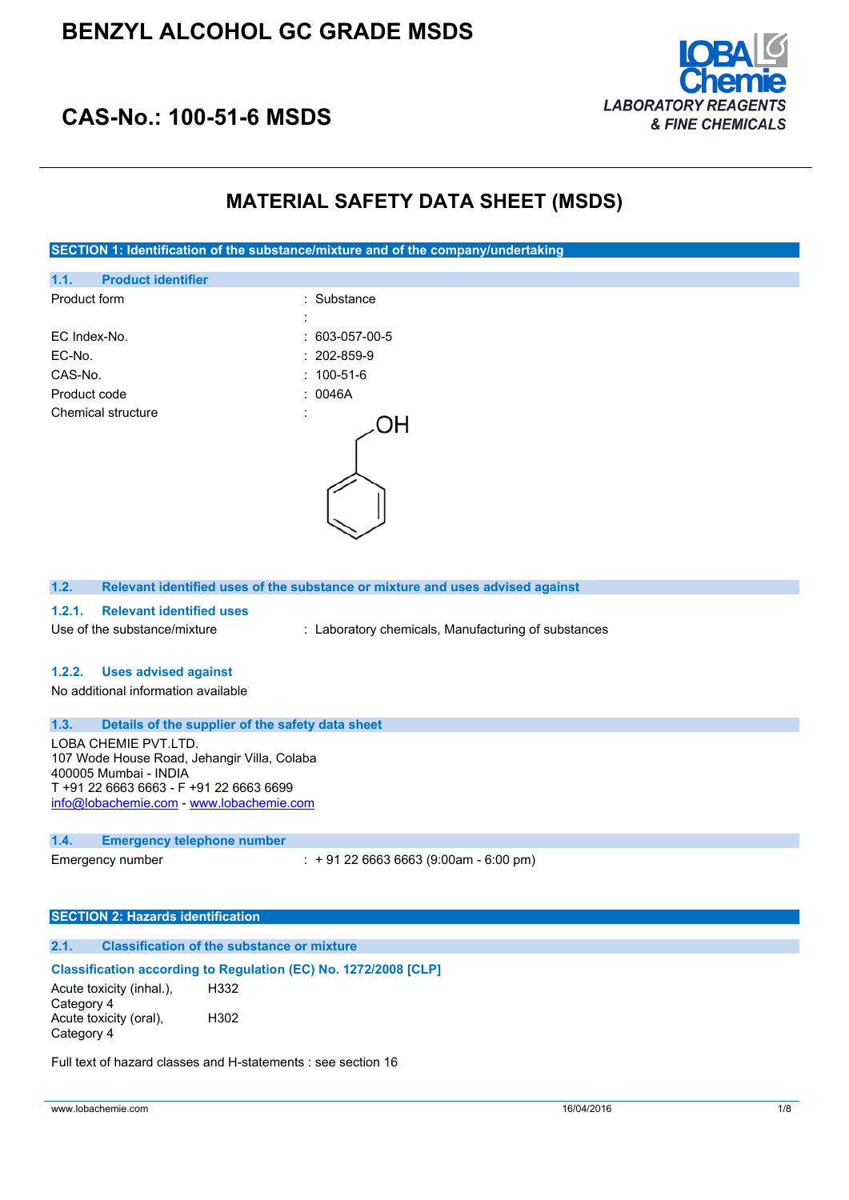# BENZYL ALCOHOL GC GRADE MSDS

## CAS-No.: 100-51-6 MSDS

LOBA Chemie
LABORATORY REAGENTS & FINE CHEMICALS

# MATERIAL SAFETY DATA SHEET (MSDS)

## SECTION 1: Identification of the substance/mixture and of the company/undertaking

### 1.1. Product identifier

| | |
|---|---|
| Product form | : Substance |
| | : |
| EC Index-No. | : 603-057-00-5 |
| EC-No. | : 202-859-9 |
| CAS-No. | : 100-51-6 |
| Product code | : 0046A |
| Chemical structure | : |

### 1.2. Relevant identified uses of the substance or mixture and uses advised against

#### 1.2.1. Relevant identified uses

Use of the substance/mixture : Laboratory chemicals, Manufacturing of substances

#### 1.2.2. Uses advised against

No additional information available

### 1.3. Details of the supplier of the safety data sheet

LOBA CHEMIE PVT.LTD.
107 Wode House Road, Jehangir Villa, Colaba
400005 Mumbai - INDIA
T +91 22 6663 6663 - F +91 22 6663 6699
info@lobachemie.com - www.lobachemie.com

### 1.4. Emergency telephone number

Emergency number : + 91 22 6663 6663 (9:00am - 6:00 pm)

## SECTION 2: Hazards identification

### 2.1. Classification of the substance or mixture

**Classification according to Regulation (EC) No. 1272/2008 [CLP]**

| | |
|---|---|
| Acute toxicity (inhal.), Category 4 | H332 |
| Acute toxicity (oral), Category 4 | H302 |

Full text of hazard classes and H-statements : see section 16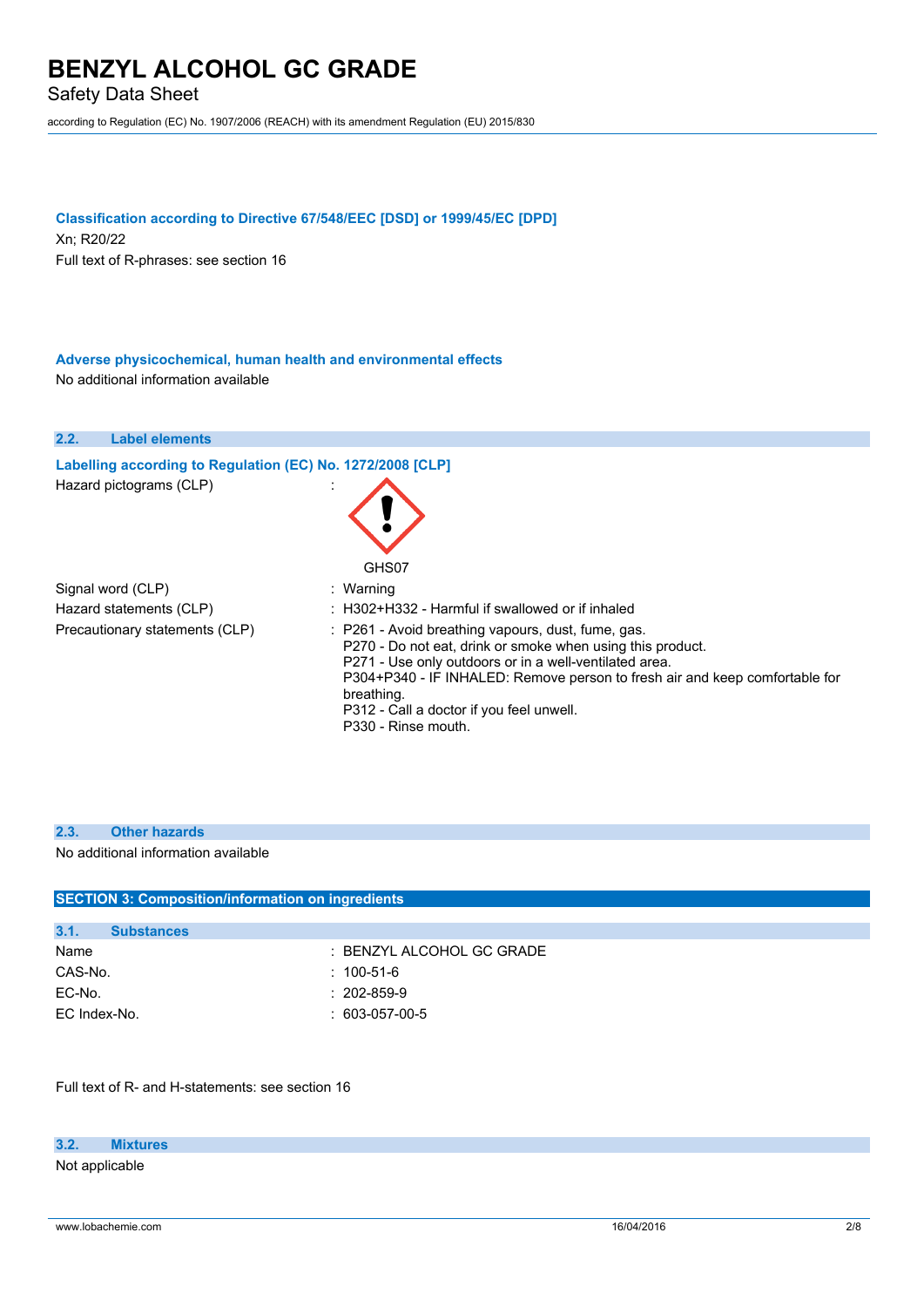### Classification according to Directive 67/548/EEC [DSD] or 1999/45/EC [DPD]

Xn; R20/22

Full text of R-phrases: see section 16

### Adverse physicochemical, human health and environmental effects

No additional information available

## 2.2. Label elements

### Labelling according to Regulation (EC) No. 1272/2008 [CLP]

| | |
|---|---|
| Hazard pictograms (CLP) | : GHS07 |
| Signal word (CLP) | : Warning |
| Hazard statements (CLP) | : H302+H332 - Harmful if swallowed or if inhaled |
| Precautionary statements (CLP) | : P261 - Avoid breathing vapours, dust, fume, gas.<br>P270 - Do not eat, drink or smoke when using this product.<br>P271 - Use only outdoors or in a well-ventilated area.<br>P304+P340 - IF INHALED: Remove person to fresh air and keep comfortable for breathing.<br>P312 - Call a doctor if you feel unwell.<br>P330 - Rinse mouth. |

## 2.3. Other hazards

No additional information available

# SECTION 3: Composition/information on ingredients

## 3.1. Substances

| | |
|---|---|
| Name | : BENZYL ALCOHOL GC GRADE |
| CAS-No. | : 100-51-6 |
| EC-No. | : 202-859-9 |
| EC Index-No. | : 603-057-00-5 |

Full text of R- and H-statements: see section 16

## 3.2. Mixtures

Not applicable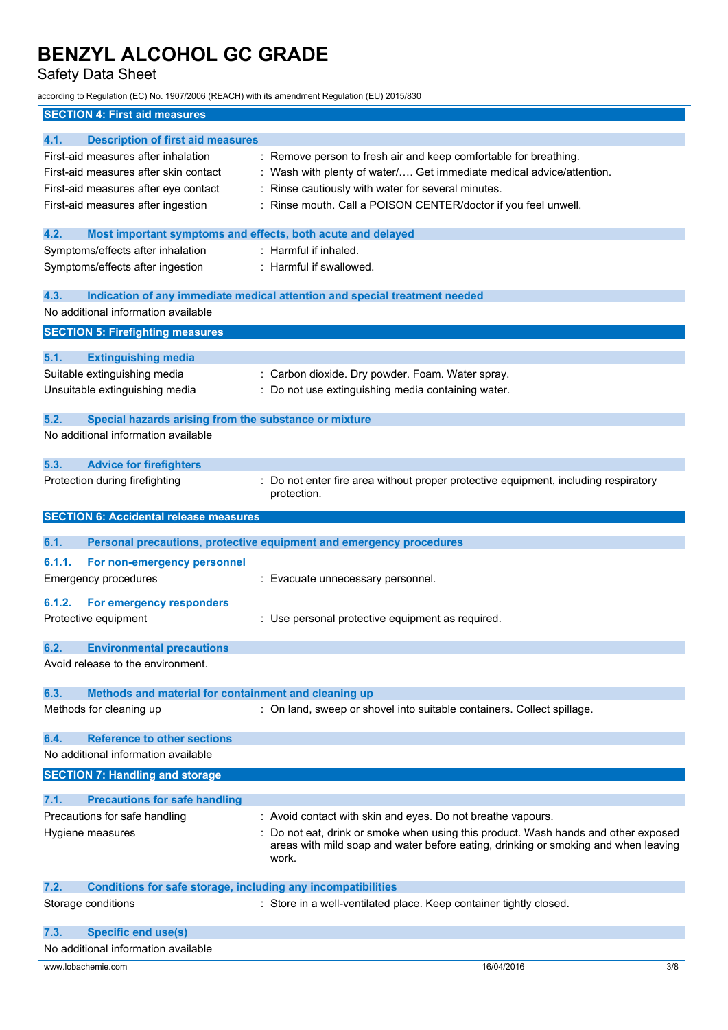## SECTION 4: First aid measures

### 4.1. Description of first aid measures

| | |
|---|---|
| First-aid measures after inhalation | : Remove person to fresh air and keep comfortable for breathing. |
| First-aid measures after skin contact | : Wash with plenty of water/…. Get immediate medical advice/attention. |
| First-aid measures after eye contact | : Rinse cautiously with water for several minutes. |
| First-aid measures after ingestion | : Rinse mouth. Call a POISON CENTER/doctor if you feel unwell. |

### 4.2. Most important symptoms and effects, both acute and delayed

| | |
|---|---|
| Symptoms/effects after inhalation | : Harmful if inhaled. |
| Symptoms/effects after ingestion | : Harmful if swallowed. |

### 4.3. Indication of any immediate medical attention and special treatment needed

No additional information available

## SECTION 5: Firefighting measures

### 5.1. Extinguishing media

| | |
|---|---|
| Suitable extinguishing media | : Carbon dioxide. Dry powder. Foam. Water spray. |
| Unsuitable extinguishing media | : Do not use extinguishing media containing water. |

### 5.2. Special hazards arising from the substance or mixture

No additional information available

### 5.3. Advice for firefighters

| | |
|---|---|
| Protection during firefighting | : Do not enter fire area without proper protective equipment, including respiratory protection. |

## SECTION 6: Accidental release measures

### 6.1. Personal precautions, protective equipment and emergency procedures

#### 6.1.1. For non-emergency personnel

| | |
|---|---|
| Emergency procedures | : Evacuate unnecessary personnel. |

#### 6.1.2. For emergency responders

| | |
|---|---|
| Protective equipment | : Use personal protective equipment as required. |

### 6.2. Environmental precautions

Avoid release to the environment.

### 6.3. Methods and material for containment and cleaning up

| | |
|---|---|
| Methods for cleaning up | : On land, sweep or shovel into suitable containers. Collect spillage. |

### 6.4. Reference to other sections

No additional information available

## SECTION 7: Handling and storage

### 7.1. Precautions for safe handling

| | |
|---|---|
| Precautions for safe handling | : Avoid contact with skin and eyes. Do not breathe vapours. |
| Hygiene measures | : Do not eat, drink or smoke when using this product. Wash hands and other exposed areas with mild soap and water before eating, drinking or smoking and when leaving work. |

### 7.2. Conditions for safe storage, including any incompatibilities

| | |
|---|---|
| Storage conditions | : Store in a well-ventilated place. Keep container tightly closed. |

### 7.3. Specific end use(s)

No additional information available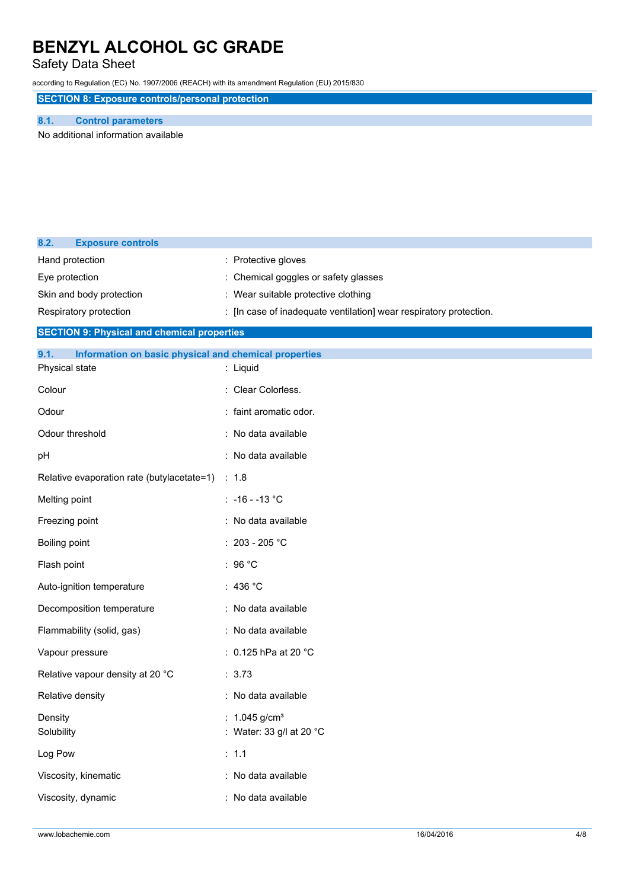## SECTION 8: Exposure controls/personal protection

### 8.1. Control parameters

No additional information available

### 8.2. Exposure controls

| | |
|---|---|
| Hand protection | : Protective gloves |
| Eye protection | : Chemical goggles or safety glasses |
| Skin and body protection | : Wear suitable protective clothing |
| Respiratory protection | : [In case of inadequate ventilation] wear respiratory protection. |

## SECTION 9: Physical and chemical properties

### 9.1. Information on basic physical and chemical properties

| | |
|---|---|
| Physical state | : Liquid |
| Colour | : Clear Colorless. |
| Odour | : faint aromatic odor. |
| Odour threshold | : No data available |
| pH | : No data available |
| Relative evaporation rate (butylacetate=1) | : 1.8 |
| Melting point | : -16 - -13 °C |
| Freezing point | : No data available |
| Boiling point | : 203 - 205 °C |
| Flash point | : 96 °C |
| Auto-ignition temperature | : 436 °C |
| Decomposition temperature | : No data available |
| Flammability (solid, gas) | : No data available |
| Vapour pressure | : 0.125 hPa at 20 °C |
| Relative vapour density at 20 °C | : 3.73 |
| Relative density | : No data available |
| Density | : 1.045 g/cm³ |
| Solubility | : Water: 33 g/l at 20 °C |
| Log Pow | : 1.1 |
| Viscosity, kinematic | : No data available |
| Viscosity, dynamic | : No data available |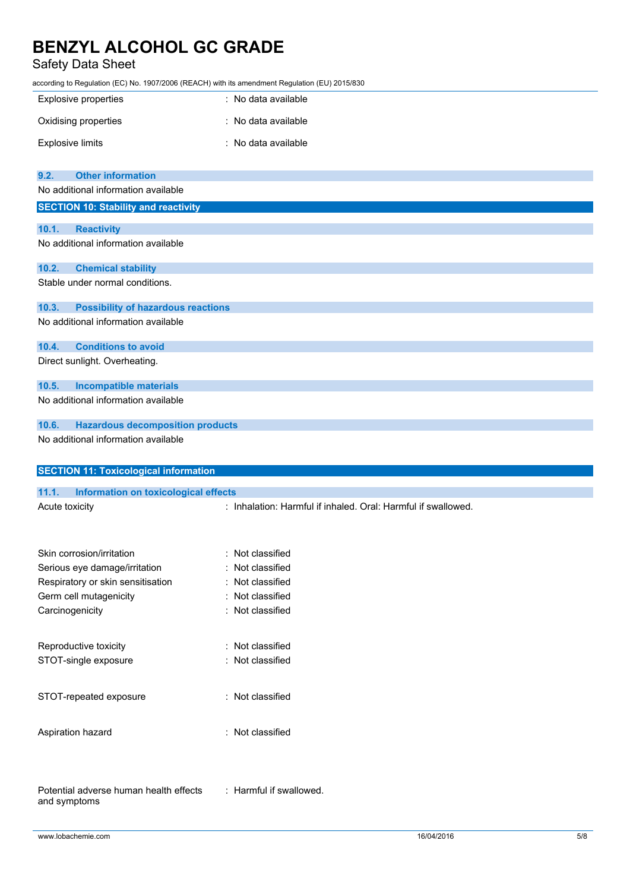| | |
|---|---|
| Explosive properties | : No data available |
| Oxidising properties | : No data available |
| Explosive limits | : No data available |

### 9.2. Other information

No additional information available

## SECTION 10: Stability and reactivity

### 10.1. Reactivity

No additional information available

### 10.2. Chemical stability

Stable under normal conditions.

### 10.3. Possibility of hazardous reactions

No additional information available

### 10.4. Conditions to avoid

Direct sunlight. Overheating.

### 10.5. Incompatible materials

No additional information available

### 10.6. Hazardous decomposition products

No additional information available

## SECTION 11: Toxicological information

### 11.1. Information on toxicological effects

| | |
|---|---|
| Acute toxicity | : Inhalation: Harmful if inhaled. Oral: Harmful if swallowed. |
| Skin corrosion/irritation | : Not classified |
| Serious eye damage/irritation | : Not classified |
| Respiratory or skin sensitisation | : Not classified |
| Germ cell mutagenicity | : Not classified |
| Carcinogenicity | : Not classified |
| Reproductive toxicity | : Not classified |
| STOT-single exposure | : Not classified |
| STOT-repeated exposure | : Not classified |
| Aspiration hazard | : Not classified |
| Potential adverse human health effects and symptoms | : Harmful if swallowed. |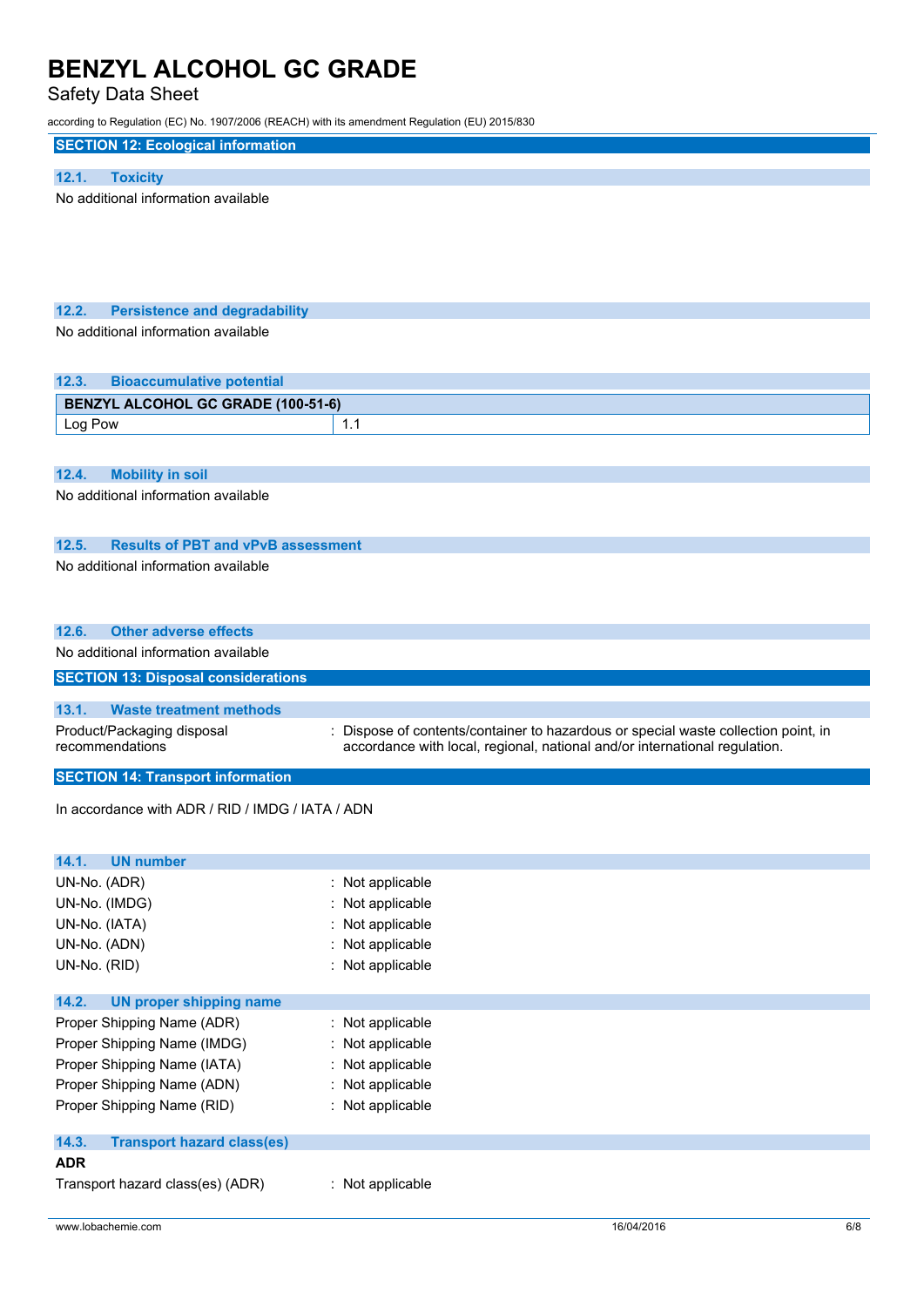## SECTION 12: Ecological information

### 12.1. Toxicity

No additional information available

### 12.2. Persistence and degradability

No additional information available

### 12.3. Bioaccumulative potential

| BENZYL ALCOHOL GC GRADE (100-51-6) | |
|---|---|
| Log Pow | 1.1 |

### 12.4. Mobility in soil

No additional information available

### 12.5. Results of PBT and vPvB assessment

No additional information available

### 12.6. Other adverse effects

No additional information available

## SECTION 13: Disposal considerations

### 13.1. Waste treatment methods

Product/Packaging disposal recommendations : Dispose of contents/container to hazardous or special waste collection point, in accordance with local, regional, national and/or international regulation.

## SECTION 14: Transport information

In accordance with ADR / RID / IMDG / IATA / ADN

### 14.1. UN number

UN-No. (ADR) : Not applicable
UN-No. (IMDG) : Not applicable
UN-No. (IATA) : Not applicable
UN-No. (ADN) : Not applicable
UN-No. (RID) : Not applicable

### 14.2. UN proper shipping name

Proper Shipping Name (ADR) : Not applicable
Proper Shipping Name (IMDG) : Not applicable
Proper Shipping Name (IATA) : Not applicable
Proper Shipping Name (ADN) : Not applicable
Proper Shipping Name (RID) : Not applicable

### 14.3. Transport hazard class(es)

**ADR**

Transport hazard class(es) (ADR) : Not applicable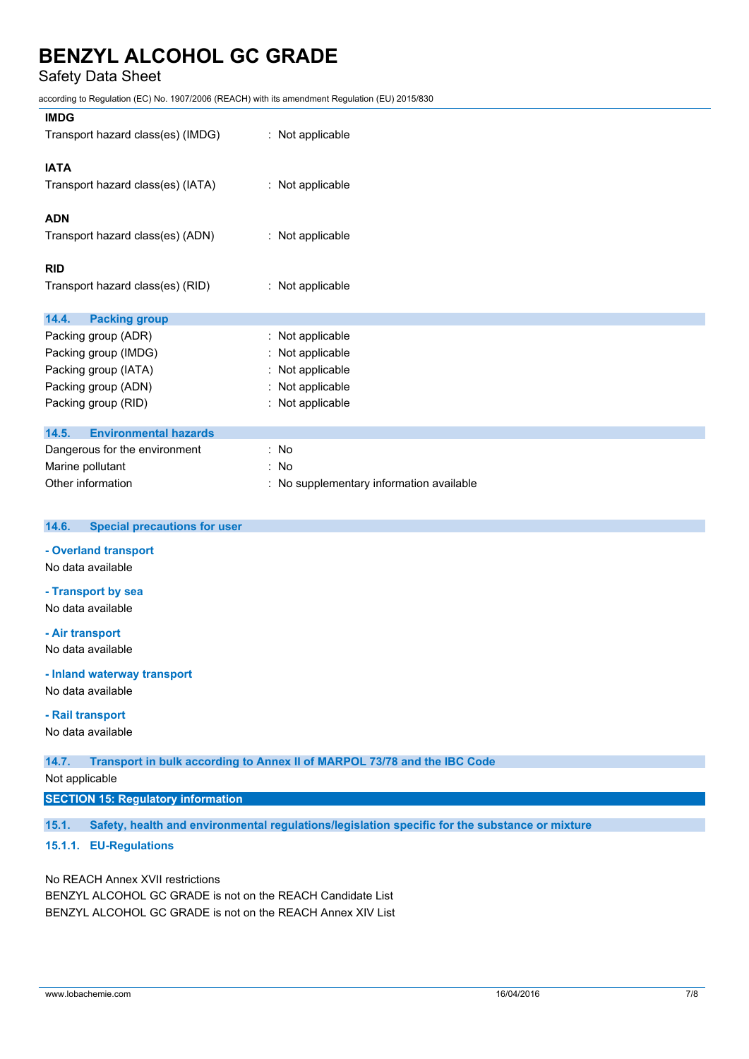**IMDG**

Transport hazard class(es) (IMDG) : Not applicable

**IATA**

Transport hazard class(es) (IATA) : Not applicable

**ADN**

Transport hazard class(es) (ADN) : Not applicable

**RID**

Transport hazard class(es) (RID) : Not applicable

### 14.4. Packing group

Packing group (ADR) : Not applicable
Packing group (IMDG) : Not applicable
Packing group (IATA) : Not applicable
Packing group (ADN) : Not applicable
Packing group (RID) : Not applicable

### 14.5. Environmental hazards

Dangerous for the environment : No
Marine pollutant : No
Other information : No supplementary information available

### 14.6. Special precautions for user

**- Overland transport**

No data available

**- Transport by sea**

No data available

**- Air transport**

No data available

**- Inland waterway transport**

No data available

**- Rail transport**

No data available

### 14.7. Transport in bulk according to Annex II of MARPOL 73/78 and the IBC Code

Not applicable

## SECTION 15: Regulatory information

### 15.1. Safety, health and environmental regulations/legislation specific for the substance or mixture

#### 15.1.1. EU-Regulations

No REACH Annex XVII restrictions
BENZYL ALCOHOL GC GRADE is not on the REACH Candidate List
BENZYL ALCOHOL GC GRADE is not on the REACH Annex XIV List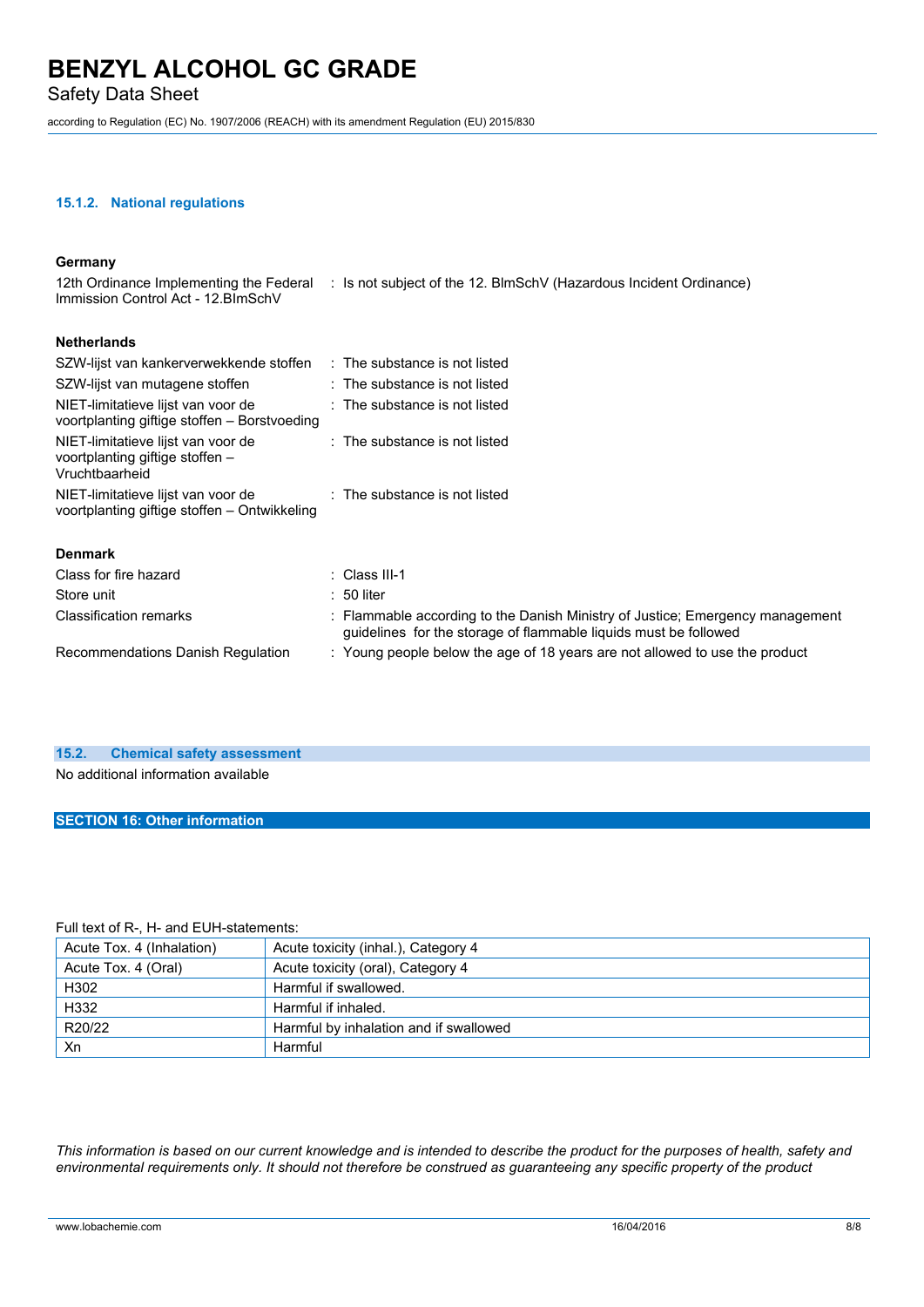#### 15.1.2. National regulations

**Germany**

12th Ordinance Implementing the Federal Immission Control Act - 12.BImSchV : Is not subject of the 12. BlmSchV (Hazardous Incident Ordinance)

**Netherlands**

| | |
|---|---|
| SZW-lijst van kankerverwekkende stoffen | : The substance is not listed |
| SZW-lijst van mutagene stoffen | : The substance is not listed |
| NIET-limitatieve lijst van voor de voortplanting giftige stoffen – Borstvoeding | : The substance is not listed |
| NIET-limitatieve lijst van voor de voortplanting giftige stoffen – Vruchtbaarheid | : The substance is not listed |
| NIET-limitatieve lijst van voor de voortplanting giftige stoffen – Ontwikkeling | : The substance is not listed |

**Denmark**

| | |
|---|---|
| Class for fire hazard | : Class III-1 |
| Store unit | : 50 liter |
| Classification remarks | : Flammable according to the Danish Ministry of Justice; Emergency management guidelines for the storage of flammable liquids must be followed |
| Recommendations Danish Regulation | : Young people below the age of 18 years are not allowed to use the product |

### 15.2. Chemical safety assessment

No additional information available

## SECTION 16: Other information

Full text of R-, H- and EUH-statements:

| | |
|---|---|
| Acute Tox. 4 (Inhalation) | Acute toxicity (inhal.), Category 4 |
| Acute Tox. 4 (Oral) | Acute toxicity (oral), Category 4 |
| H302 | Harmful if swallowed. |
| H332 | Harmful if inhaled. |
| R20/22 | Harmful by inhalation and if swallowed |
| Xn | Harmful |

*This information is based on our current knowledge and is intended to describe the product for the purposes of health, safety and environmental requirements only. It should not therefore be construed as guaranteeing any specific property of the product*